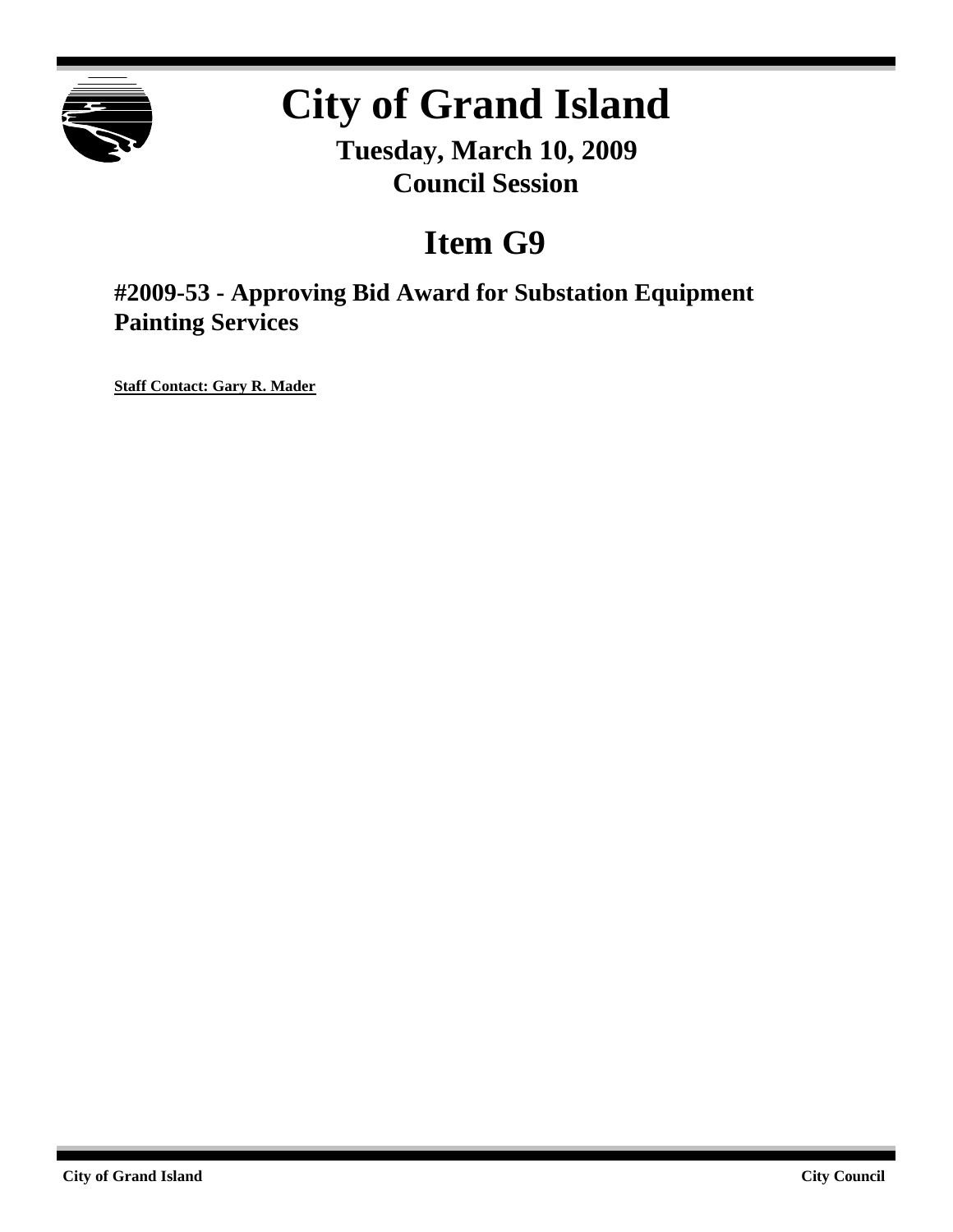# City of Grand Island

**Tuesday, March 10, 2009**
**Council Session**

## Item G9

### #2009-53 - Approving Bid Award for Substation Equipment Painting Services

**Staff Contact: Gary R. Mader**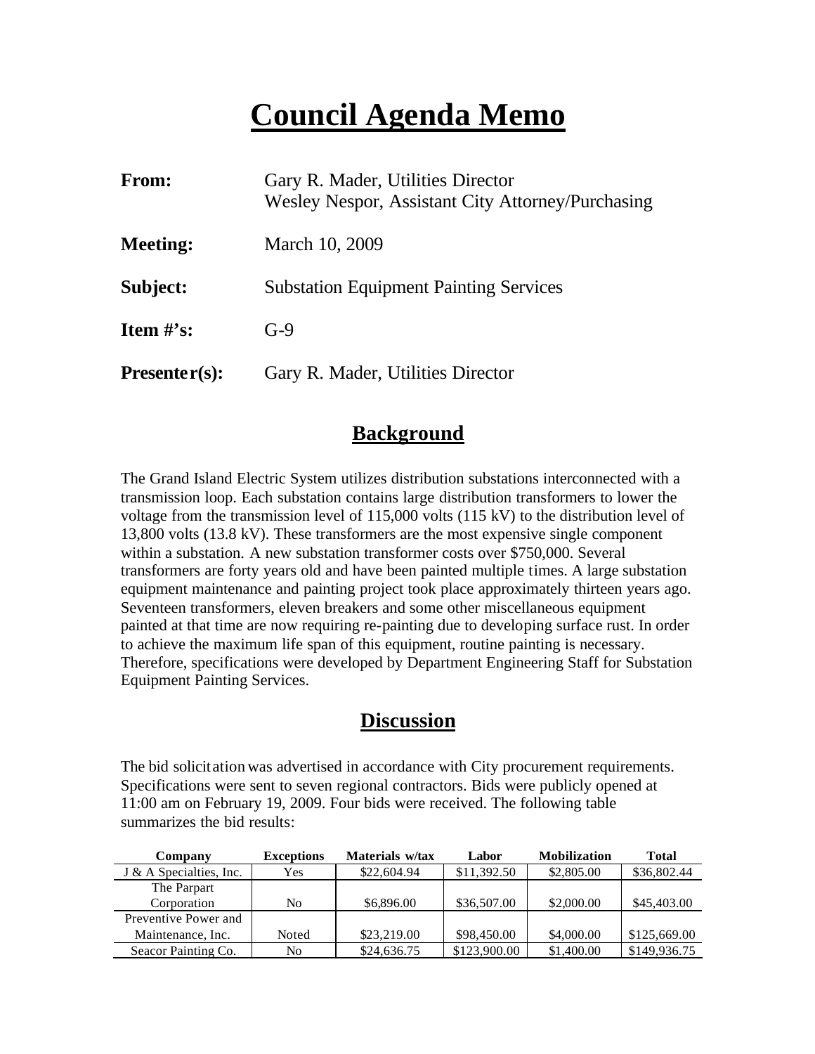# Council Agenda Memo

| | |
|---|---|
| **From:** | Gary R. Mader, Utilities Director<br>Wesley Nespor, Assistant City Attorney/Purchasing |
| **Meeting:** | March 10, 2009 |
| **Subject:** | Substation Equipment Painting Services |
| **Item #'s:** | G-9 |
| **Presenter(s):** | Gary R. Mader, Utilities Director |

## Background

The Grand Island Electric System utilizes distribution substations interconnected with a transmission loop. Each substation contains large distribution transformers to lower the voltage from the transmission level of 115,000 volts (115 kV) to the distribution level of 13,800 volts (13.8 kV). These transformers are the most expensive single component within a substation. A new substation transformer costs over $750,000. Several transformers are forty years old and have been painted multiple times. A large substation equipment maintenance and painting project took place approximately thirteen years ago. Seventeen transformers, eleven breakers and some other miscellaneous equipment painted at that time are now requiring re-painting due to developing surface rust. In order to achieve the maximum life span of this equipment, routine painting is necessary. Therefore, specifications were developed by Department Engineering Staff for Substation Equipment Painting Services.

## Discussion

The bid solicitation was advertised in accordance with City procurement requirements. Specifications were sent to seven regional contractors. Bids were publicly opened at 11:00 am on February 19, 2009. Four bids were received. The following table summarizes the bid results:

| Company | Exceptions | Materials w/tax | Labor | Mobilization | Total |
|---|---|---|---|---|---|
| J & A Specialties, Inc. | Yes | $22,604.94 | $11,392.50 | $2,805.00 | $36,802.44 |
| The Parpart Corporation | No | $6,896.00 | $36,507.00 | $2,000.00 | $45,403.00 |
| Preventive Power and Maintenance, Inc. | Noted | $23,219.00 | $98,450.00 | $4,000.00 | $125,669.00 |
| Seacor Painting Co. | No | $24,636.75 | $123,900.00 | $1,400.00 | $149,936.75 |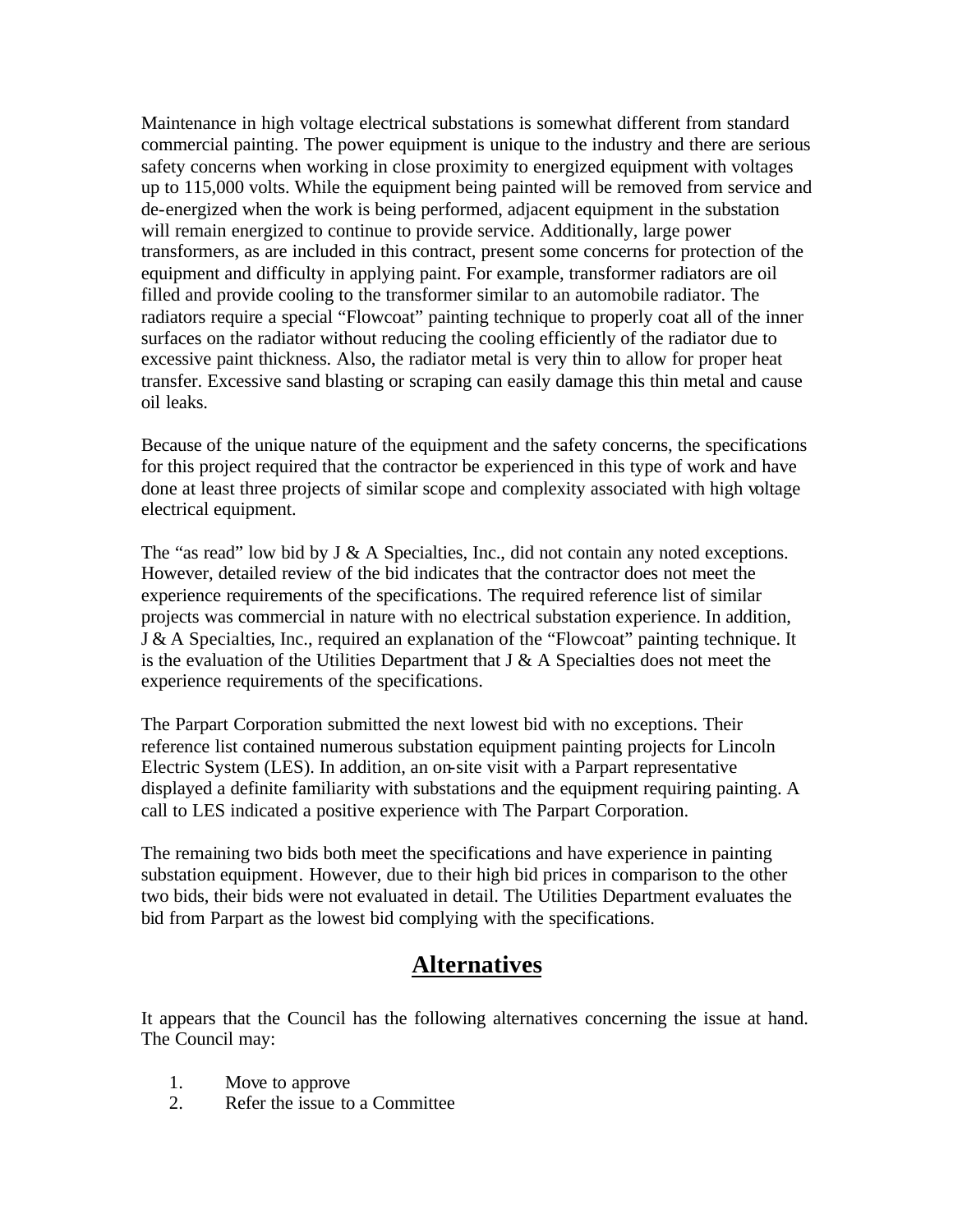Maintenance in high voltage electrical substations is somewhat different from standard commercial painting. The power equipment is unique to the industry and there are serious safety concerns when working in close proximity to energized equipment with voltages up to 115,000 volts. While the equipment being painted will be removed from service and de-energized when the work is being performed, adjacent equipment in the substation will remain energized to continue to provide service. Additionally, large power transformers, as are included in this contract, present some concerns for protection of the equipment and difficulty in applying paint. For example, transformer radiators are oil filled and provide cooling to the transformer similar to an automobile radiator. The radiators require a special "Flowcoat" painting technique to properly coat all of the inner surfaces on the radiator without reducing the cooling efficiently of the radiator due to excessive paint thickness. Also, the radiator metal is very thin to allow for proper heat transfer. Excessive sand blasting or scraping can easily damage this thin metal and cause oil leaks.

Because of the unique nature of the equipment and the safety concerns, the specifications for this project required that the contractor be experienced in this type of work and have done at least three projects of similar scope and complexity associated with high voltage electrical equipment.

The "as read" low bid by J & A Specialties, Inc., did not contain any noted exceptions. However, detailed review of the bid indicates that the contractor does not meet the experience requirements of the specifications. The required reference list of similar projects was commercial in nature with no electrical substation experience. In addition, J & A Specialties, Inc., required an explanation of the "Flowcoat" painting technique. It is the evaluation of the Utilities Department that J & A Specialties does not meet the experience requirements of the specifications.

The Parpart Corporation submitted the next lowest bid with no exceptions. Their reference list contained numerous substation equipment painting projects for Lincoln Electric System (LES). In addition, an on-site visit with a Parpart representative displayed a definite familiarity with substations and the equipment requiring painting. A call to LES indicated a positive experience with The Parpart Corporation.

The remaining two bids both meet the specifications and have experience in painting substation equipment. However, due to their high bid prices in comparison to the other two bids, their bids were not evaluated in detail. The Utilities Department evaluates the bid from Parpart as the lowest bid complying with the specifications.

## Alternatives

It appears that the Council has the following alternatives concerning the issue at hand. The Council may:

1. Move to approve
2. Refer the issue to a Committee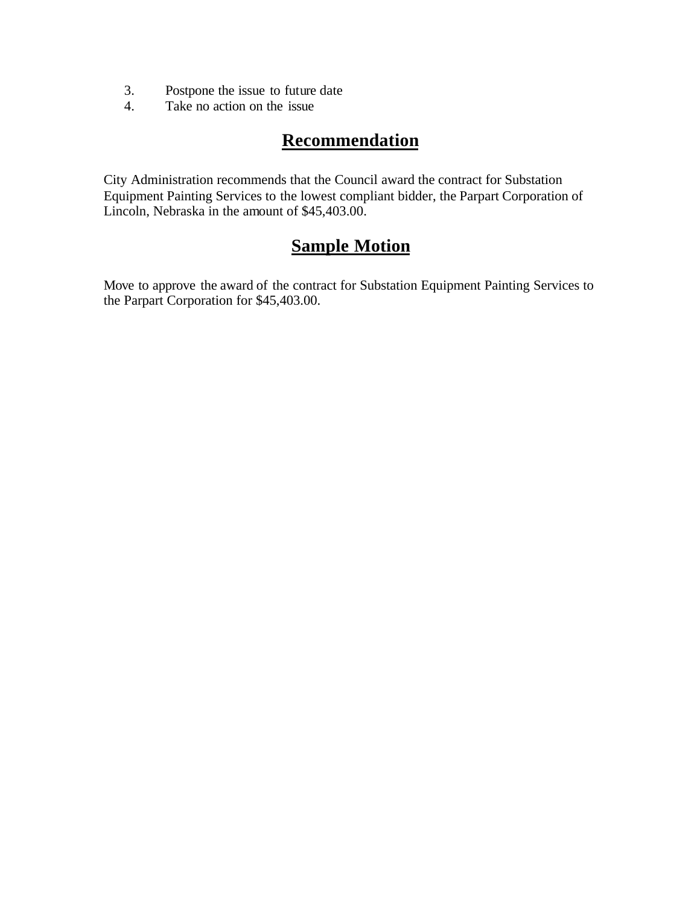3. Postpone the issue to future date
4. Take no action on the issue

## Recommendation

City Administration recommends that the Council award the contract for Substation Equipment Painting Services to the lowest compliant bidder, the Parpart Corporation of Lincoln, Nebraska in the amount of $45,403.00.

## Sample Motion

Move to approve the award of the contract for Substation Equipment Painting Services to the Parpart Corporation for $45,403.00.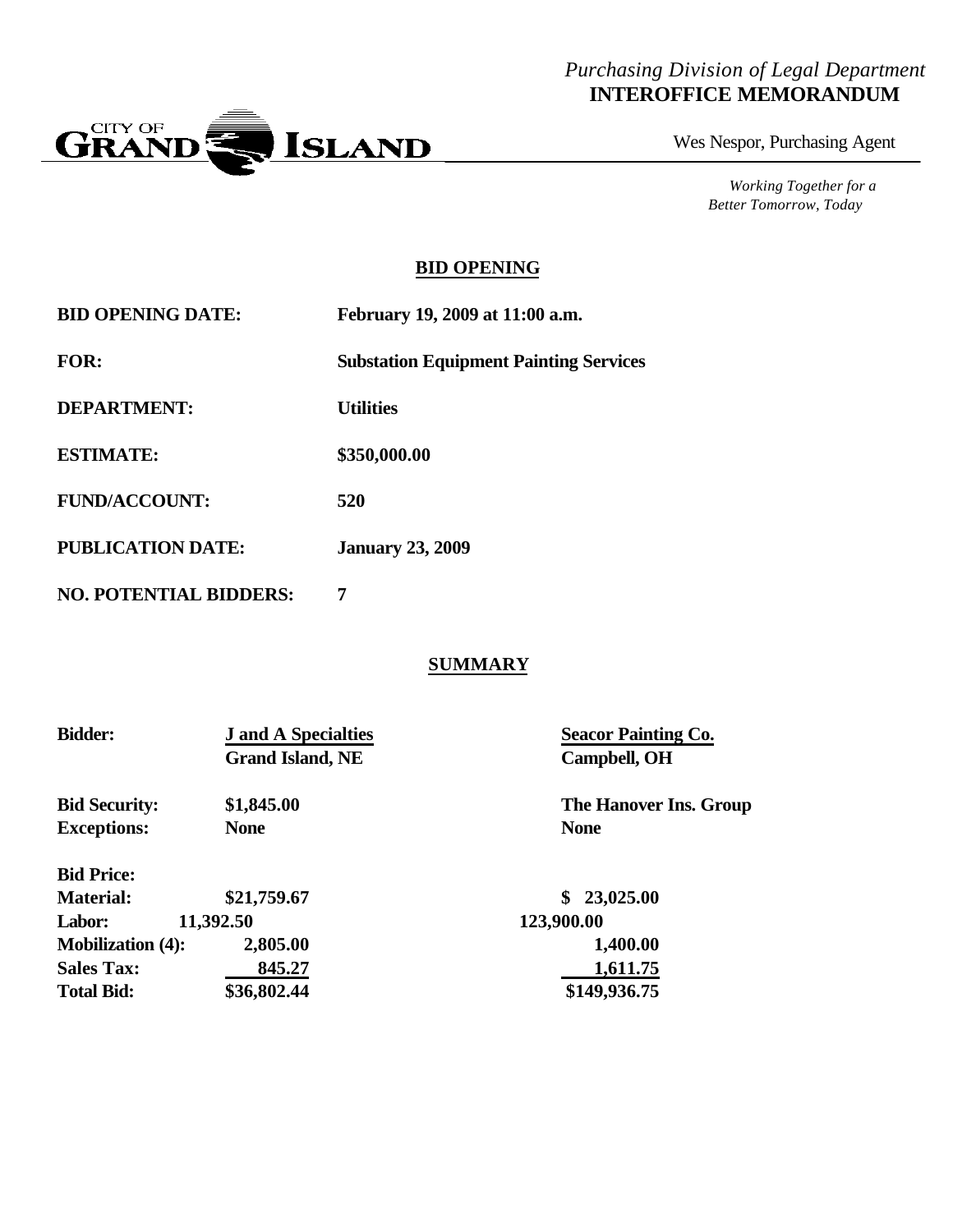*Purchasing Division of Legal Department*
**INTEROFFICE MEMORANDUM**

CITY OF GRAND ISLAND

Wes Nespor, Purchasing Agent

*Working Together for a Better Tomorrow, Today*

## BID OPENING

| | |
|---|---|
| **BID OPENING DATE:** | **February 19, 2009 at 11:00 a.m.** |
| **FOR:** | **Substation Equipment Painting Services** |
| **DEPARTMENT:** | **Utilities** |
| **ESTIMATE:** | **$350,000.00** |
| **FUND/ACCOUNT:** | **520** |
| **PUBLICATION DATE:** | **January 23, 2009** |
| **NO. POTENTIAL BIDDERS:** | **7** |

## SUMMARY

| **Bidder:** | **J and A Specialties**<br>**Grand Island, NE** | **Seacor Painting Co.**<br>**Campbell, OH** |
|---|---|---|
| **Bid Security:** | **$1,845.00** | **The Hanover Ins. Group** |
| **Exceptions:** | **None** | **None** |
| **Bid Price:** | | |
| **Material:** | **$21,759.67** | **$ 23,025.00** |
| **Labor:** | **11,392.50** | **123,900.00** |
| **Mobilization (4):** | **2,805.00** | **1,400.00** |
| **Sales Tax:** | **845.27** | **1,611.75** |
| **Total Bid:** | **$36,802.44** | **$149,936.75** |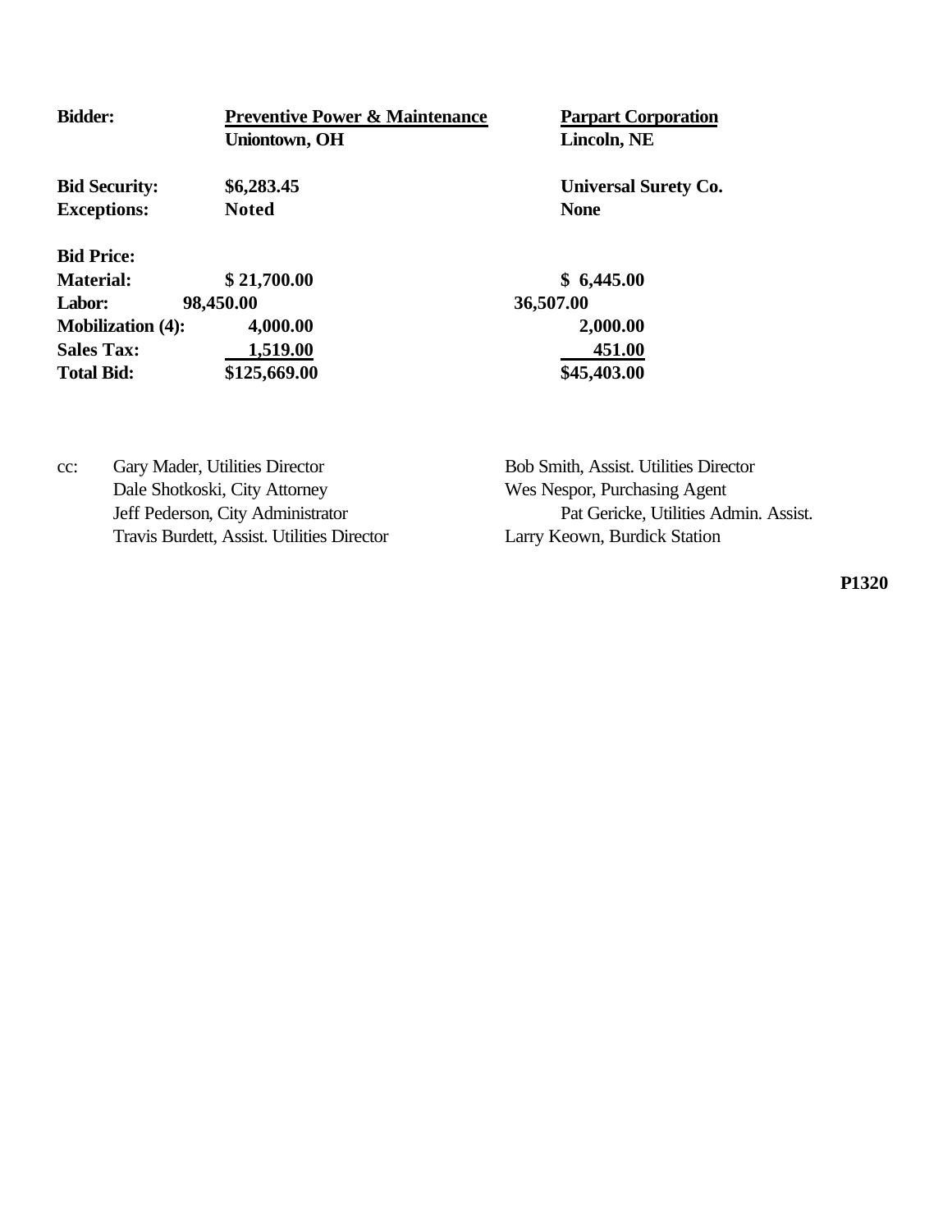| Bidder: | Preventive Power & Maintenance<br>Uniontown, OH | Parpart Corporation<br>Lincoln, NE |
|---|---|---|
| Bid Security: | $6,283.45 | Universal Surety Co. |
| Exceptions: | Noted | None |
| **Bid Price:** | | |
| Material: | $ 21,700.00 | $ 6,445.00 |
| Labor: | 98,450.00 | 36,507.00 |
| Mobilization (4): | 4,000.00 | 2,000.00 |
| Sales Tax: | 1,519.00 | 451.00 |
| Total Bid: | $125,669.00 | $45,403.00 |

cc: Gary Mader, Utilities Director
Dale Shotkoski, City Attorney
Jeff Pederson, City Administrator
Travis Burdett, Assist. Utilities Director
Bob Smith, Assist. Utilities Director
Wes Nespor, Purchasing Agent
Pat Gericke, Utilities Admin. Assist.
Larry Keown, Burdick Station

**P1320**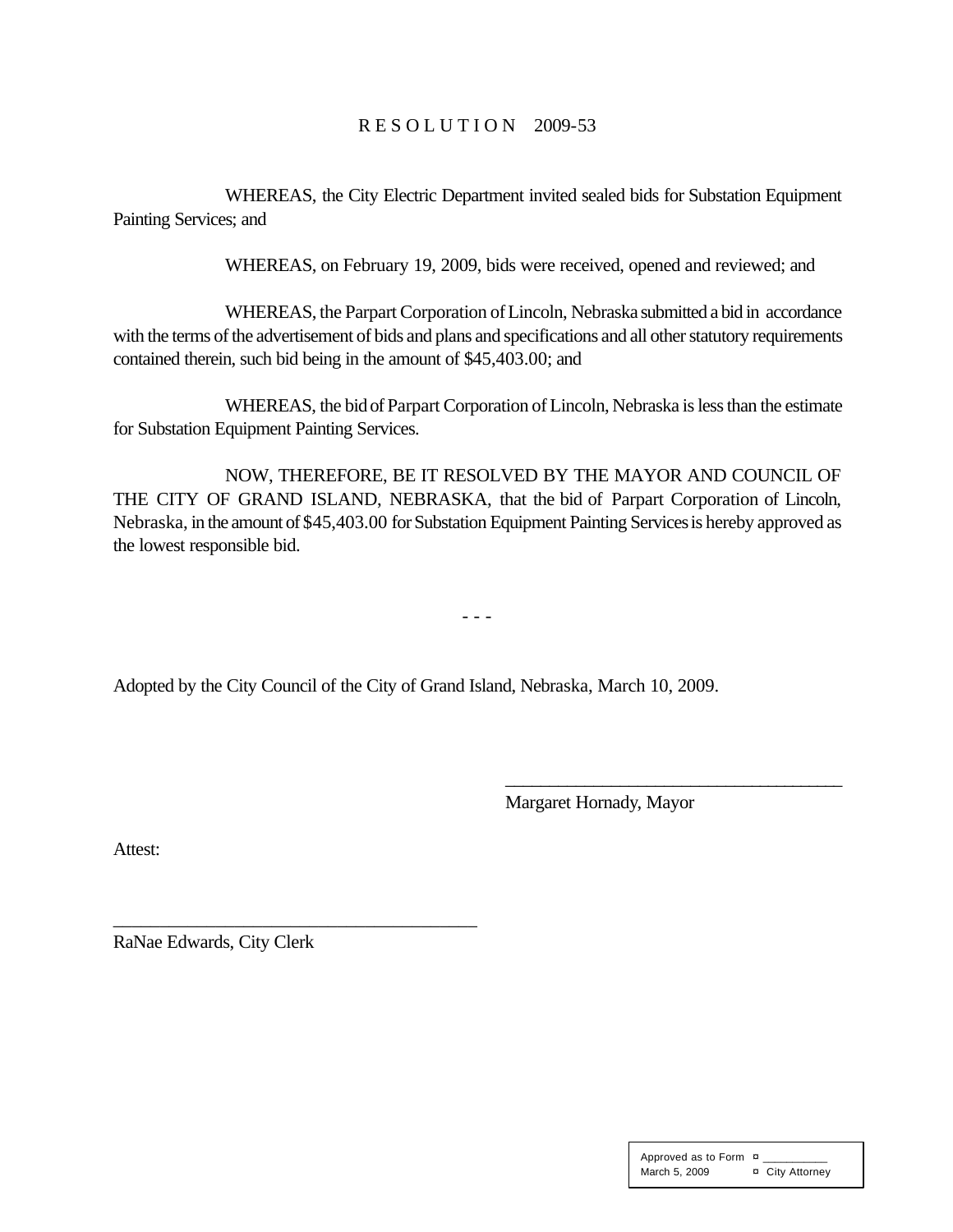# R E S O L U T I O N 2009-53

WHEREAS, the City Electric Department invited sealed bids for Substation Equipment Painting Services; and

WHEREAS, on February 19, 2009, bids were received, opened and reviewed; and

WHEREAS, the Parpart Corporation of Lincoln, Nebraska submitted a bid in accordance with the terms of the advertisement of bids and plans and specifications and all other statutory requirements contained therein, such bid being in the amount of $45,403.00; and

WHEREAS, the bid of Parpart Corporation of Lincoln, Nebraska is less than the estimate for Substation Equipment Painting Services.

NOW, THEREFORE, BE IT RESOLVED BY THE MAYOR AND COUNCIL OF THE CITY OF GRAND ISLAND, NEBRASKA, that the bid of Parpart Corporation of Lincoln, Nebraska, in the amount of $45,403.00 for Substation Equipment Painting Services is hereby approved as the lowest responsible bid.

- - -

Adopted by the City Council of the City of Grand Island, Nebraska, March 10, 2009.

_____________________________________
Margaret Hornady, Mayor

Attest:

_______________________________________
RaNae Edwards, City Clerk

| | |
|---|---|
| Approved as to Form ¤ | ___________ |
| March 5, 2009 | ¤ City Attorney |